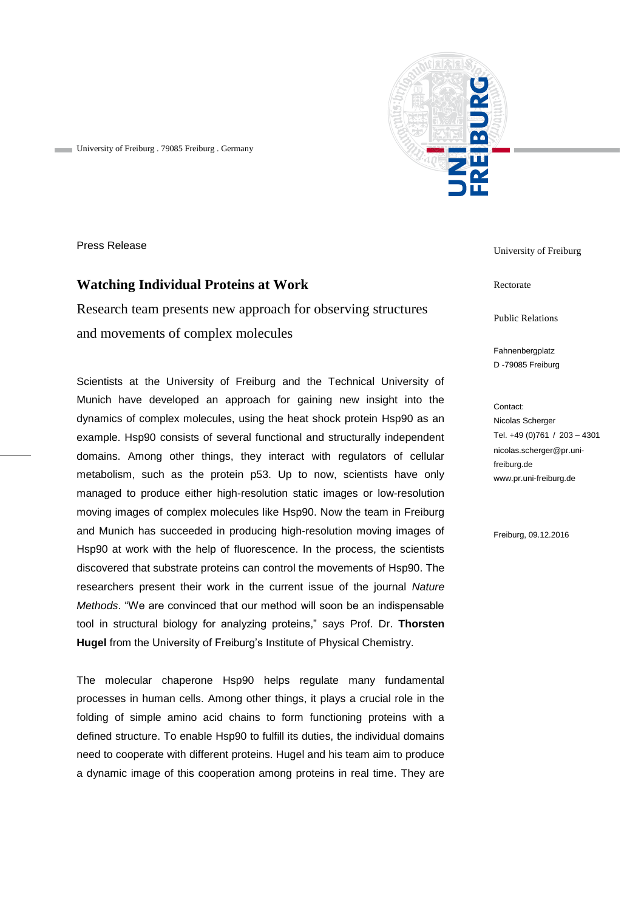University of Freiburg . 79085 Freiburg . Germany

Press Release

University of Freiburg

Rectorate

Public Relations

Fahnenbergplatz
D -79085 Freiburg

Contact:
Nicolas Scherger
Tel. +49 (0)761 / 203 – 4301
nicolas.scherger@pr.uni-freiburg.de
www.pr.uni-freiburg.de

Freiburg, 09.12.2016

# Watching Individual Proteins at Work

## Research team presents new approach for observing structures and movements of complex molecules

Scientists at the University of Freiburg and the Technical University of Munich have developed an approach for gaining new insight into the dynamics of complex molecules, using the heat shock protein Hsp90 as an example. Hsp90 consists of several functional and structurally independent domains. Among other things, they interact with regulators of cellular metabolism, such as the protein p53. Up to now, scientists have only managed to produce either high-resolution static images or low-resolution moving images of complex molecules like Hsp90. Now the team in Freiburg and Munich has succeeded in producing high-resolution moving images of Hsp90 at work with the help of fluorescence. In the process, the scientists discovered that substrate proteins can control the movements of Hsp90. The researchers present their work in the current issue of the journal *Nature Methods*. "We are convinced that our method will soon be an indispensable tool in structural biology for analyzing proteins," says Prof. Dr. **Thorsten Hugel** from the University of Freiburg's Institute of Physical Chemistry.

The molecular chaperone Hsp90 helps regulate many fundamental processes in human cells. Among other things, it plays a crucial role in the folding of simple amino acid chains to form functioning proteins with a defined structure. To enable Hsp90 to fulfill its duties, the individual domains need to cooperate with different proteins. Hugel and his team aim to produce a dynamic image of this cooperation among proteins in real time. They are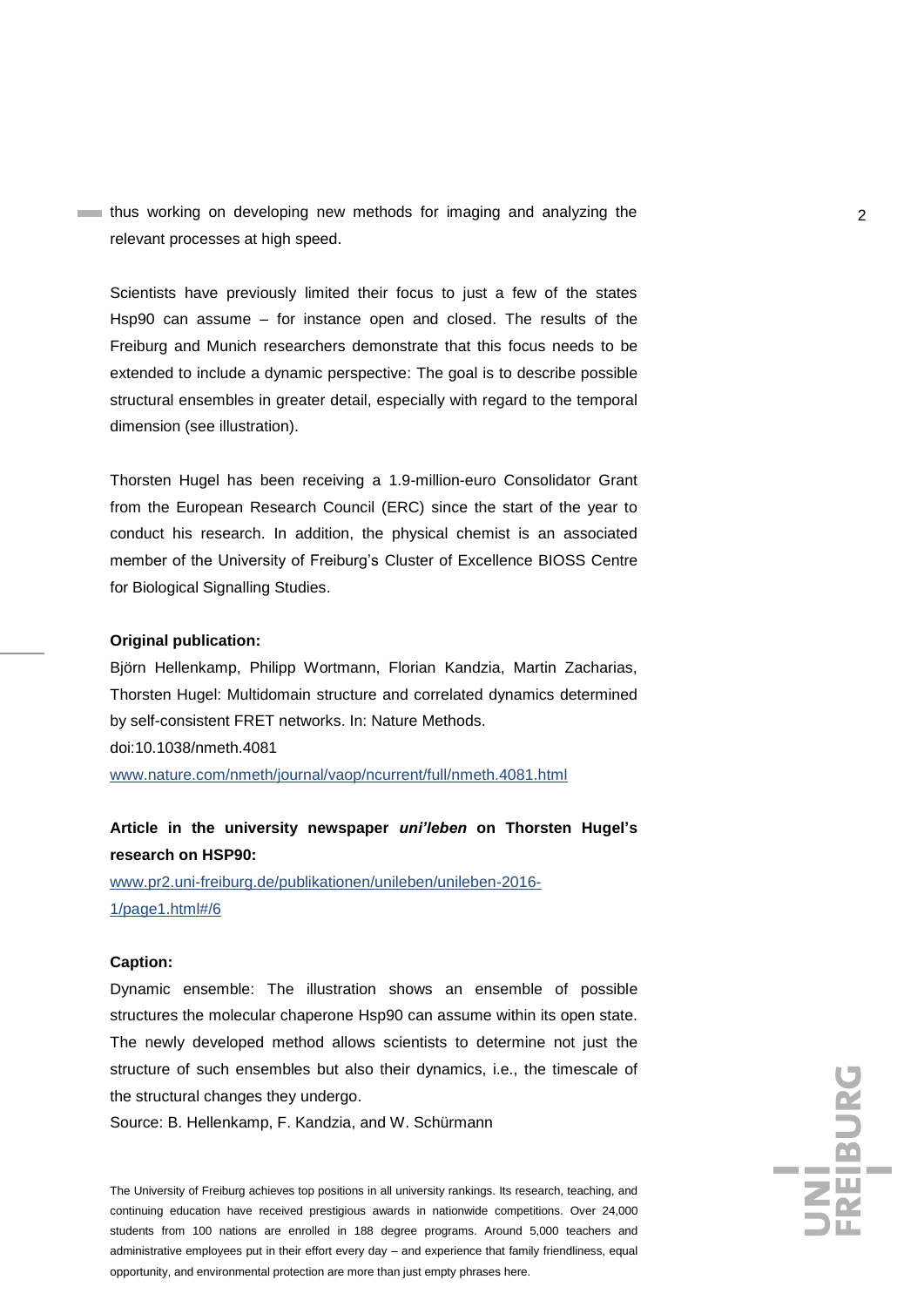thus working on developing new methods for imaging and analyzing the relevant processes at high speed.

Scientists have previously limited their focus to just a few of the states Hsp90 can assume – for instance open and closed. The results of the Freiburg and Munich researchers demonstrate that this focus needs to be extended to include a dynamic perspective: The goal is to describe possible structural ensembles in greater detail, especially with regard to the temporal dimension (see illustration).

Thorsten Hugel has been receiving a 1.9-million-euro Consolidator Grant from the European Research Council (ERC) since the start of the year to conduct his research. In addition, the physical chemist is an associated member of the University of Freiburg's Cluster of Excellence BIOSS Centre for Biological Signalling Studies.

**Original publication:**

Björn Hellenkamp, Philipp Wortmann, Florian Kandzia, Martin Zacharias, Thorsten Hugel: Multidomain structure and correlated dynamics determined by self-consistent FRET networks. In: Nature Methods.
doi:10.1038/nmeth.4081
www.nature.com/nmeth/journal/vaop/ncurrent/full/nmeth.4081.html

**Article in the university newspaper *uni'leben* on Thorsten Hugel's research on HSP90:**

www.pr2.uni-freiburg.de/publikationen/unileben/unileben-2016-1/page1.html#/6

**Caption:**

Dynamic ensemble: The illustration shows an ensemble of possible structures the molecular chaperone Hsp90 can assume within its open state. The newly developed method allows scientists to determine not just the structure of such ensembles but also their dynamics, i.e., the timescale of the structural changes they undergo.
Source: B. Hellenkamp, F. Kandzia, and W. Schürmann

The University of Freiburg achieves top positions in all university rankings. Its research, teaching, and continuing education have received prestigious awards in nationwide competitions. Over 24,000 students from 100 nations are enrolled in 188 degree programs. Around 5,000 teachers and administrative employees put in their effort every day – and experience that family friendliness, equal opportunity, and environmental protection are more than just empty phrases here.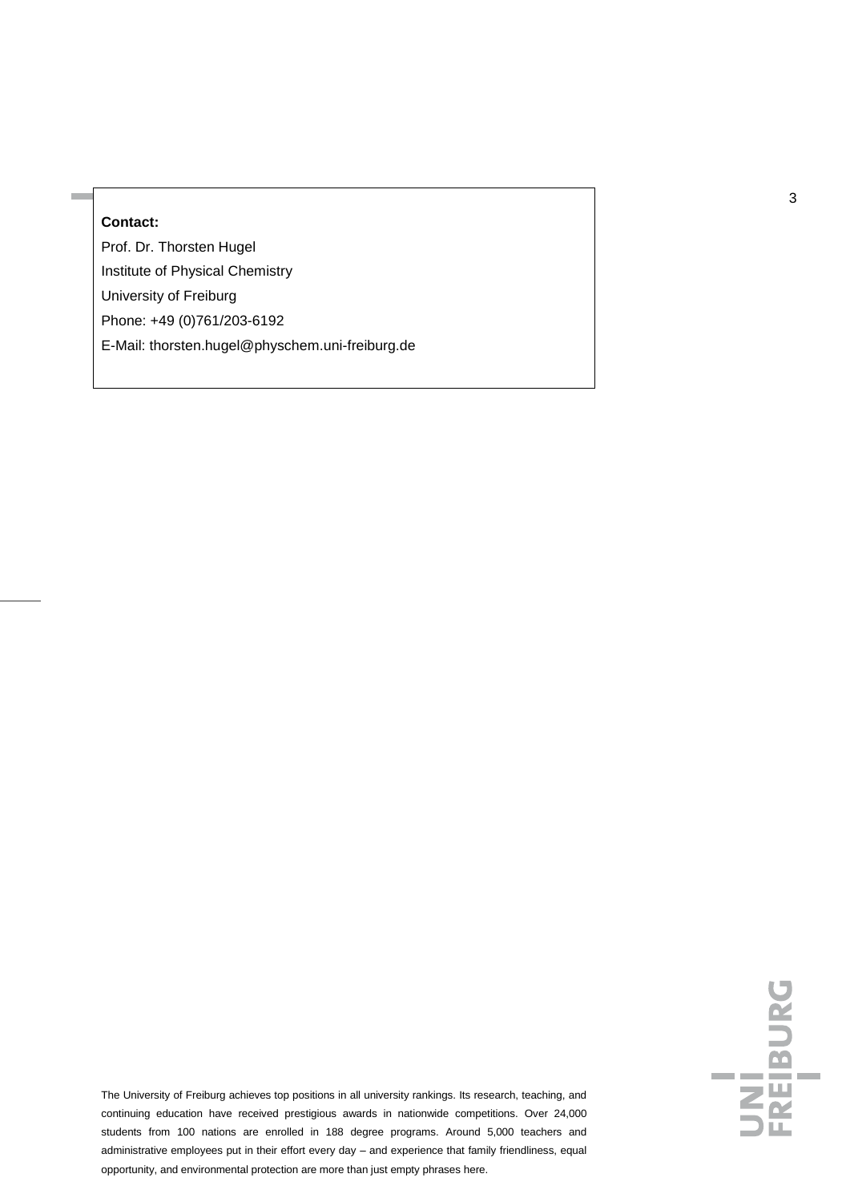**Contact:**

Prof. Dr. Thorsten Hugel  
Institute of Physical Chemistry  
University of Freiburg  
Phone: +49 (0)761/203-6192  
E-Mail: thorsten.hugel@physchem.uni-freiburg.de

The University of Freiburg achieves top positions in all university rankings. Its research, teaching, and continuing education have received prestigious awards in nationwide competitions. Over 24,000 students from 100 nations are enrolled in 188 degree programs. Around 5,000 teachers and administrative employees put in their effort every day – and experience that family friendliness, equal opportunity, and environmental protection are more than just empty phrases here.